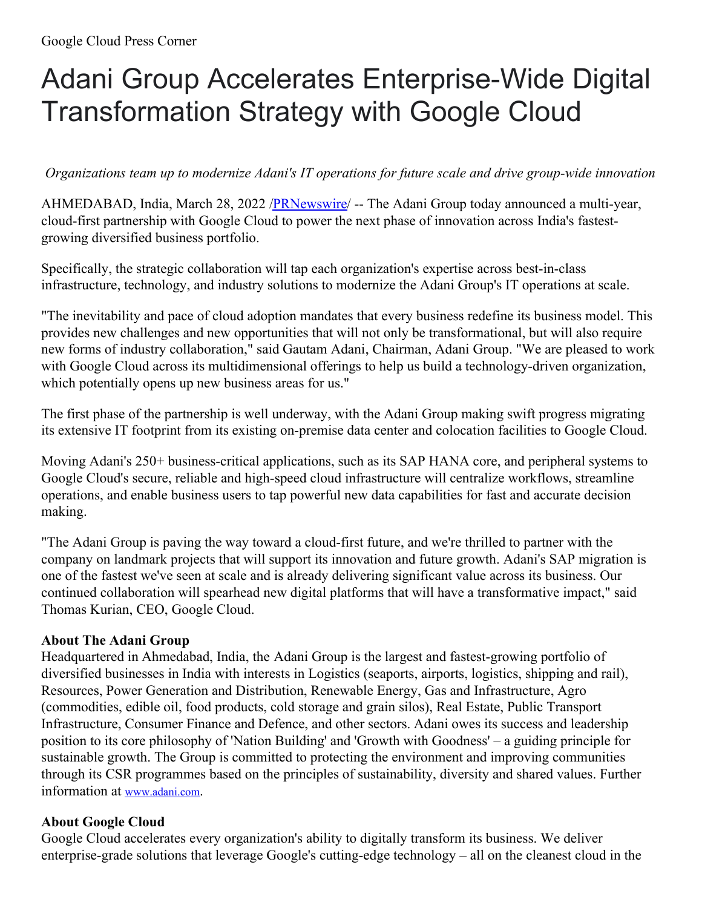Google Cloud Press Corner

# Adani Group Accelerates Enterprise-Wide Digital Transformation Strategy with Google Cloud

*Organizations team up to modernize Adani's IT operations for future scale and drive group-wide innovation*

AHMEDABAD, India, March 28, 2022 /[PRNewswire](PRNewswire)/ -- The Adani Group today announced a multi-year, cloud-first partnership with Google Cloud to power the next phase of innovation across India's fastest-growing diversified business portfolio.

Specifically, the strategic collaboration will tap each organization's expertise across best-in-class infrastructure, technology, and industry solutions to modernize the Adani Group's IT operations at scale.

"The inevitability and pace of cloud adoption mandates that every business redefine its business model. This provides new challenges and new opportunities that will not only be transformational, but will also require new forms of industry collaboration," said Gautam Adani, Chairman, Adani Group. "We are pleased to work with Google Cloud across its multidimensional offerings to help us build a technology-driven organization, which potentially opens up new business areas for us."

The first phase of the partnership is well underway, with the Adani Group making swift progress migrating its extensive IT footprint from its existing on-premise data center and colocation facilities to Google Cloud.

Moving Adani's 250+ business-critical applications, such as its SAP HANA core, and peripheral systems to Google Cloud's secure, reliable and high-speed cloud infrastructure will centralize workflows, streamline operations, and enable business users to tap powerful new data capabilities for fast and accurate decision making.

"The Adani Group is paving the way toward a cloud-first future, and we're thrilled to partner with the company on landmark projects that will support its innovation and future growth. Adani's SAP migration is one of the fastest we've seen at scale and is already delivering significant value across its business. Our continued collaboration will spearhead new digital platforms that will have a transformative impact," said Thomas Kurian, CEO, Google Cloud.

**About The Adani Group**
Headquartered in Ahmedabad, India, the Adani Group is the largest and fastest-growing portfolio of diversified businesses in India with interests in Logistics (seaports, airports, logistics, shipping and rail), Resources, Power Generation and Distribution, Renewable Energy, Gas and Infrastructure, Agro (commodities, edible oil, food products, cold storage and grain silos), Real Estate, Public Transport Infrastructure, Consumer Finance and Defence, and other sectors. Adani owes its success and leadership position to its core philosophy of 'Nation Building' and 'Growth with Goodness' – a guiding principle for sustainable growth. The Group is committed to protecting the environment and improving communities through its CSR programmes based on the principles of sustainability, diversity and shared values. Further information at [www.adani.com](www.adani.com).

**About Google Cloud**
Google Cloud accelerates every organization's ability to digitally transform its business. We deliver enterprise-grade solutions that leverage Google's cutting-edge technology – all on the cleanest cloud in the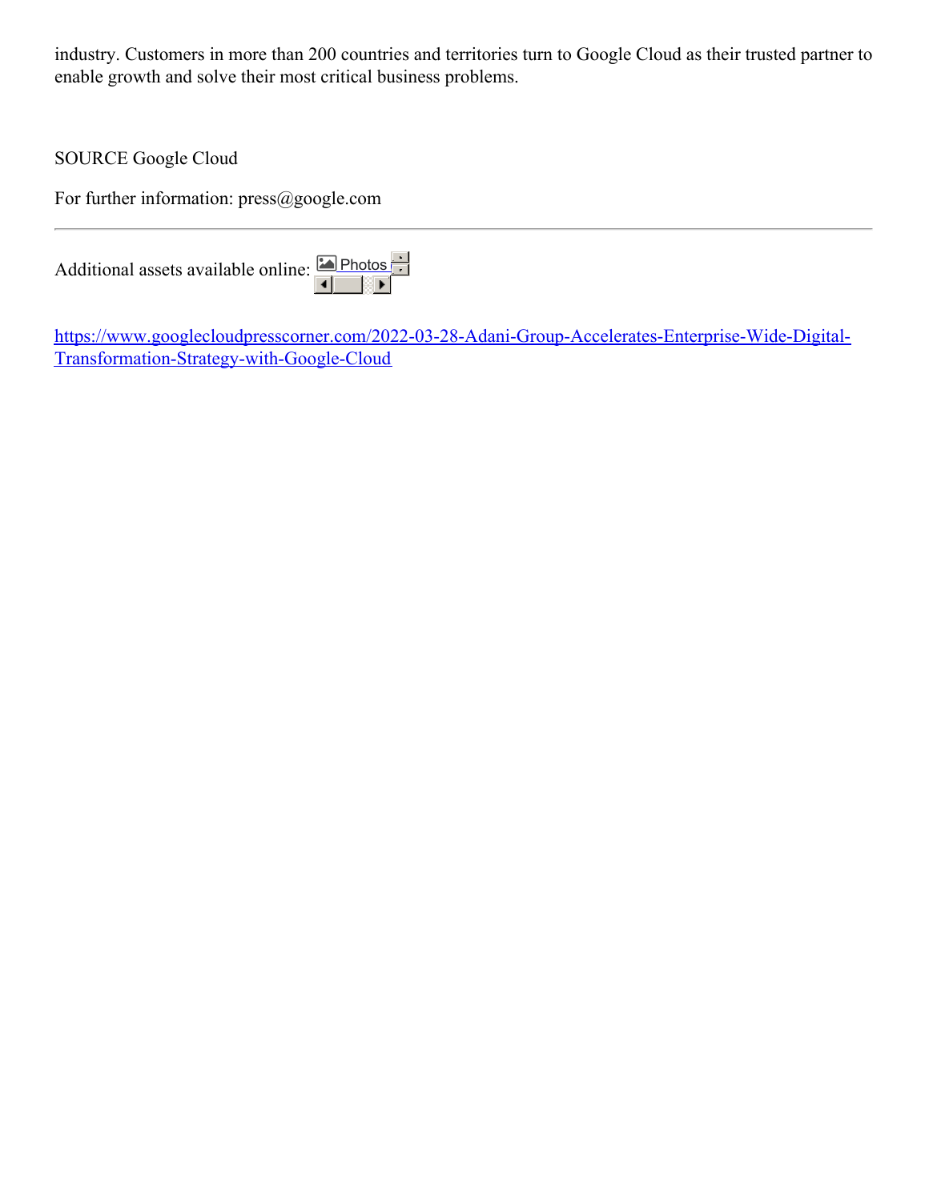industry. Customers in more than 200 countries and territories turn to Google Cloud as their trusted partner to enable growth and solve their most critical business problems.

SOURCE Google Cloud

For further information: press@google.com

---

Additional assets available online: Photos

https://www.googlecloudpresscorner.com/2022-03-28-Adani-Group-Accelerates-Enterprise-Wide-Digital-Transformation-Strategy-with-Google-Cloud